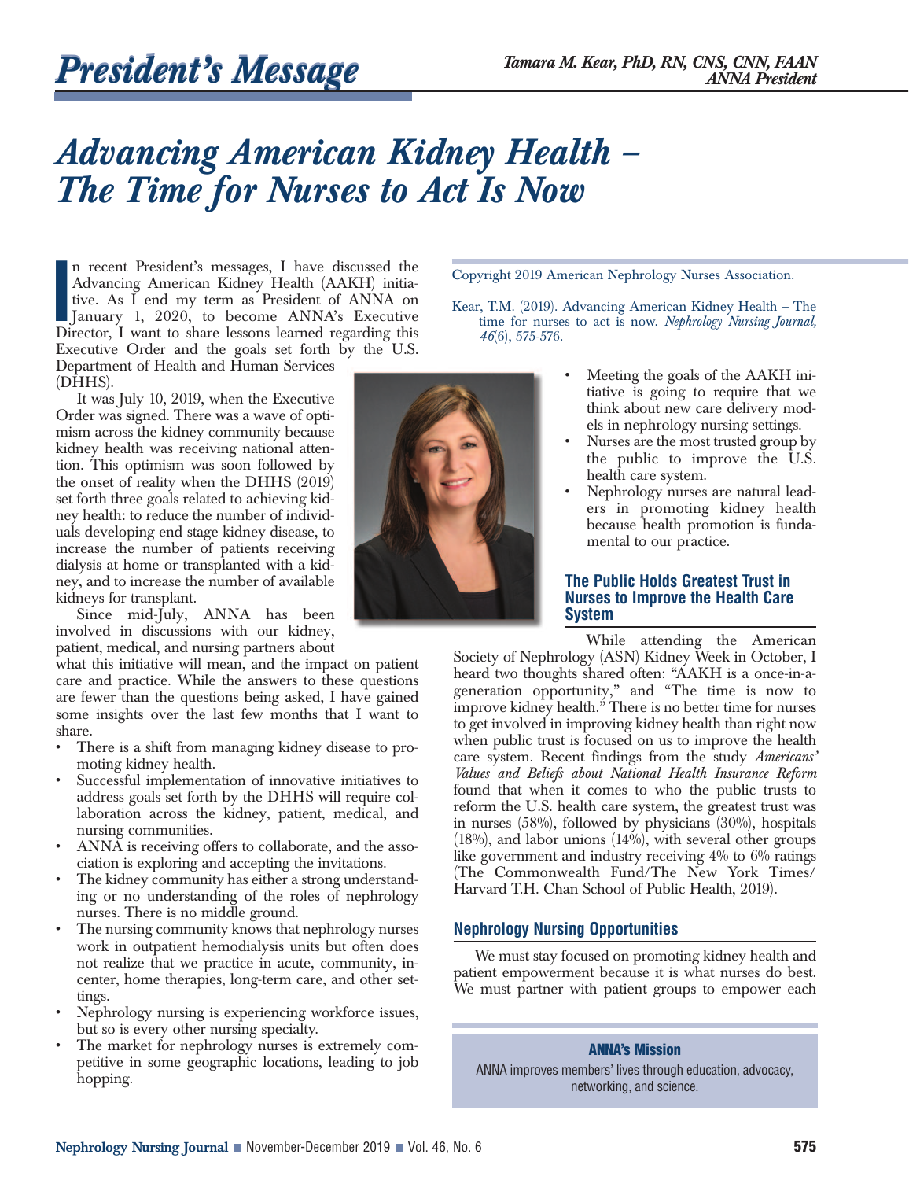# President's Message

*Tamara M. Kear, PhD, RN, CNS, CNN, FAAN*
*ANNA President*

# *Advancing American Kidney Health – The Time for Nurses to Act Is Now*

Copyright 2019 American Nephrology Nurses Association.

Kear, T.M. (2019). Advancing American Kidney Health – The time for nurses to act is now. *Nephrology Nursing Journal, 46*(6), 575-576.

In recent President's messages, I have discussed the Advancing American Kidney Health (AAKH) initiative. As I end my term as President of ANNA on January 1, 2020, to become ANNA's Executive Director, I want to share lessons learned regarding this Executive Order and the goals set forth by the U.S. Department of Health and Human Services (DHHS).

It was July 10, 2019, when the Executive Order was signed. There was a wave of optimism across the kidney community because kidney health was receiving national attention. This optimism was soon followed by the onset of reality when the DHHS (2019) set forth three goals related to achieving kidney health: to reduce the number of individuals developing end stage kidney disease, to increase the number of patients receiving dialysis at home or transplanted with a kidney, and to increase the number of available kidneys for transplant.

Since mid-July, ANNA has been involved in discussions with our kidney, patient, medical, and nursing partners about what this initiative will mean, and the impact on patient care and practice. While the answers to these questions are fewer than the questions being asked, I have gained some insights over the last few months that I want to share.

- There is a shift from managing kidney disease to promoting kidney health.
- Successful implementation of innovative initiatives to address goals set forth by the DHHS will require collaboration across the kidney, patient, medical, and nursing communities.
- ANNA is receiving offers to collaborate, and the association is exploring and accepting the invitations.
- The kidney community has either a strong understanding or no understanding of the roles of nephrology nurses. There is no middle ground.
- The nursing community knows that nephrology nurses work in outpatient hemodialysis units but often does not realize that we practice in acute, community, in-center, home therapies, long-term care, and other settings.
- Nephrology nursing is experiencing workforce issues, but so is every other nursing specialty.
- The market for nephrology nurses is extremely competitive in some geographic locations, leading to job hopping.
- Meeting the goals of the AAKH initiative is going to require that we think about new care delivery models in nephrology nursing settings.
- Nurses are the most trusted group by the public to improve the U.S. health care system.
- Nephrology nurses are natural leaders in promoting kidney health because health promotion is fundamental to our practice.

## The Public Holds Greatest Trust in Nurses to Improve the Health Care System

While attending the American Society of Nephrology (ASN) Kidney Week in October, I heard two thoughts shared often: "AAKH is a once-in-a-generation opportunity," and "The time is now to improve kidney health." There is no better time for nurses to get involved in improving kidney health than right now when public trust is focused on us to improve the health care system. Recent findings from the study *Americans' Values and Beliefs about National Health Insurance Reform* found that when it comes to who the public trusts to reform the U.S. health care system, the greatest trust was in nurses (58%), followed by physicians (30%), hospitals (18%), and labor unions (14%), with several other groups like government and industry receiving 4% to 6% ratings (The Commonwealth Fund/The New York Times/Harvard T.H. Chan School of Public Health, 2019).

## Nephrology Nursing Opportunities

We must stay focused on promoting kidney health and patient empowerment because it is what nurses do best. We must partner with patient groups to empower each

**ANNA's Mission**

ANNA improves members' lives through education, advocacy, networking, and science.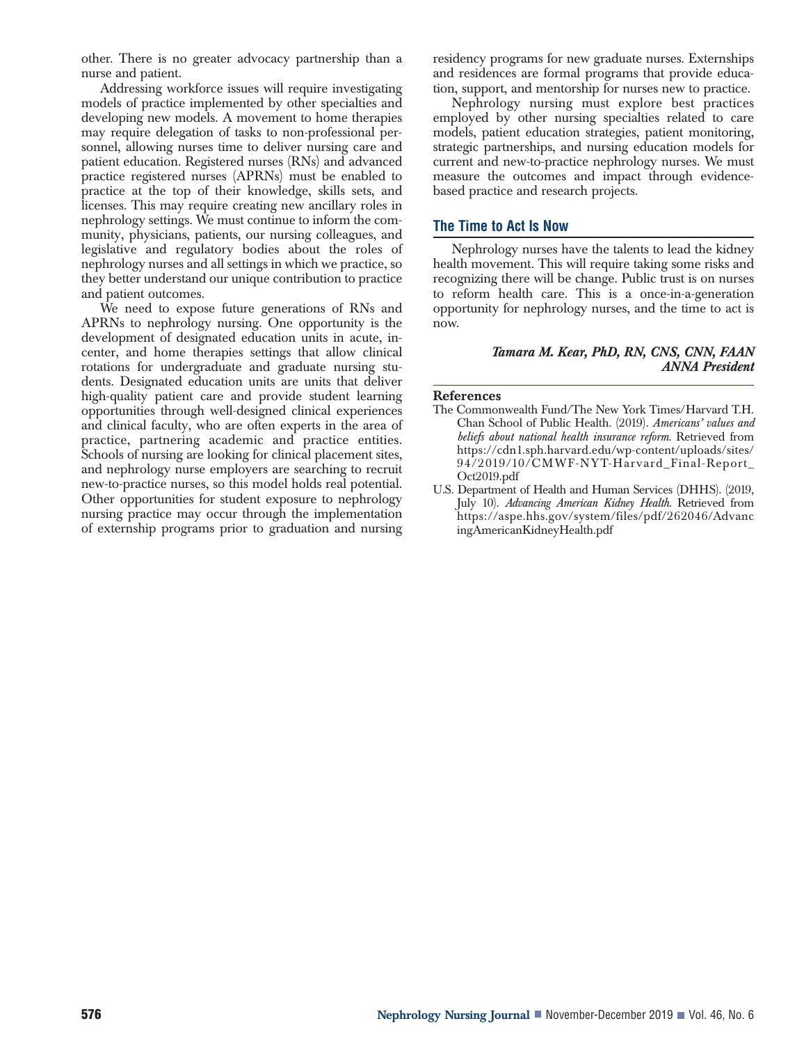other. There is no greater advocacy partnership than a nurse and patient.

Addressing workforce issues will require investigating models of practice implemented by other specialties and developing new models. A movement to home therapies may require delegation of tasks to non-professional personnel, allowing nurses time to deliver nursing care and patient education. Registered nurses (RNs) and advanced practice registered nurses (APRNs) must be enabled to practice at the top of their knowledge, skills sets, and licenses. This may require creating new ancillary roles in nephrology settings. We must continue to inform the community, physicians, patients, our nursing colleagues, and legislative and regulatory bodies about the roles of nephrology nurses and all settings in which we practice, so they better understand our unique contribution to practice and patient outcomes.

We need to expose future generations of RNs and APRNs to nephrology nursing. One opportunity is the development of designated education units in acute, in-center, and home therapies settings that allow clinical rotations for undergraduate and graduate nursing students. Designated education units are units that deliver high-quality patient care and provide student learning opportunities through well-designed clinical experiences and clinical faculty, who are often experts in the area of practice, partnering academic and practice entities. Schools of nursing are looking for clinical placement sites, and nephrology nurse employers are searching to recruit new-to-practice nurses, so this model holds real potential. Other opportunities for student exposure to nephrology nursing practice may occur through the implementation of externship programs prior to graduation and nursing residency programs for new graduate nurses. Externships and residences are formal programs that provide education, support, and mentorship for nurses new to practice.

Nephrology nursing must explore best practices employed by other nursing specialties related to care models, patient education strategies, patient monitoring, strategic partnerships, and nursing education models for current and new-to-practice nephrology nurses. We must measure the outcomes and impact through evidence-based practice and research projects.

## The Time to Act Is Now

Nephrology nurses have the talents to lead the kidney health movement. This will require taking some risks and recognizing there will be change. Public trust is on nurses to reform health care. This is a once-in-a-generation opportunity for nephrology nurses, and the time to act is now.

***Tamara M. Kear, PhD, RN, CNS, CNN, FAAN***
***ANNA President***

**References**

The Commonwealth Fund/The New York Times/Harvard T.H. Chan School of Public Health. (2019). *Americans' values and beliefs about national health insurance reform*. Retrieved from https://cdn1.sph.harvard.edu/wp-content/uploads/sites/94/2019/10/CMWF-NYT-Harvard_Final-Report_Oct2019.pdf

U.S. Department of Health and Human Services (DHHS). (2019, July 10). *Advancing American Kidney Health*. Retrieved from https://aspe.hhs.gov/system/files/pdf/262046/AdvancingAmericanKidneyHealth.pdf